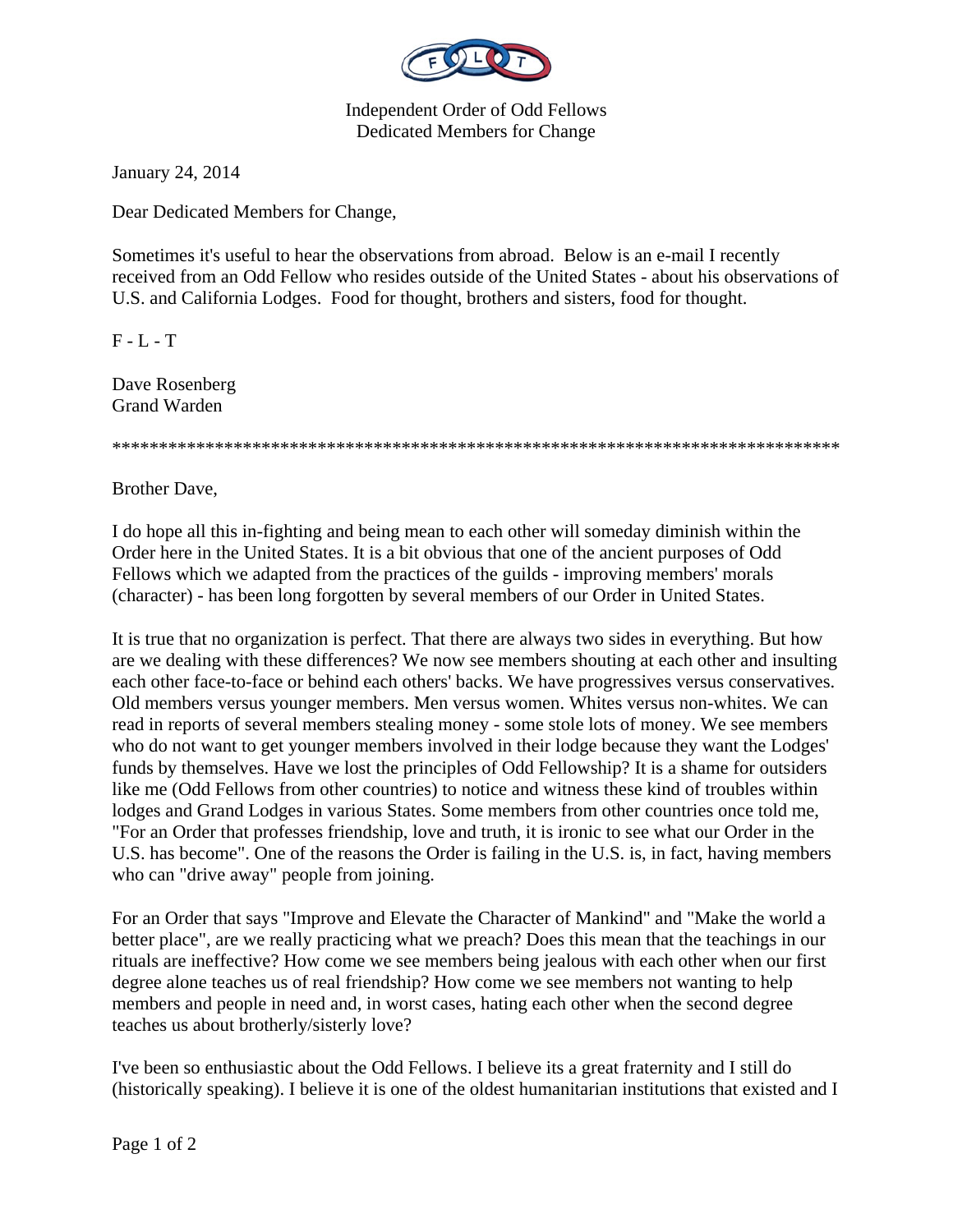Independent Order of Odd Fellows
Dedicated Members for Change

January 24, 2014

Dear Dedicated Members for Change,

Sometimes it's useful to hear the observations from abroad. Below is an e-mail I recently received from an Odd Fellow who resides outside of the United States - about his observations of U.S. and California Lodges. Food for thought, brothers and sisters, food for thought.

F - L - T

Dave Rosenberg
Grand Warden

\*\*\*\*\*\*\*\*\*\*\*\*\*\*\*\*\*\*\*\*\*\*\*\*\*\*\*\*\*\*\*\*\*\*\*\*\*\*\*\*\*\*\*\*\*\*\*\*\*\*\*\*\*\*\*\*\*\*\*\*\*\*\*\*\*\*\*\*\*\*\*\*\*\*\*\*\*\*\*\*

Brother Dave,

I do hope all this in-fighting and being mean to each other will someday diminish within the Order here in the United States. It is a bit obvious that one of the ancient purposes of Odd Fellows which we adapted from the practices of the guilds - improving members' morals (character) - has been long forgotten by several members of our Order in United States.

It is true that no organization is perfect. That there are always two sides in everything. But how are we dealing with these differences? We now see members shouting at each other and insulting each other face-to-face or behind each others' backs. We have progressives versus conservatives. Old members versus younger members. Men versus women. Whites versus non-whites. We can read in reports of several members stealing money - some stole lots of money. We see members who do not want to get younger members involved in their lodge because they want the Lodges' funds by themselves. Have we lost the principles of Odd Fellowship? It is a shame for outsiders like me (Odd Fellows from other countries) to notice and witness these kind of troubles within lodges and Grand Lodges in various States. Some members from other countries once told me, "For an Order that professes friendship, love and truth, it is ironic to see what our Order in the U.S. has become". One of the reasons the Order is failing in the U.S. is, in fact, having members who can "drive away" people from joining.

For an Order that says "Improve and Elevate the Character of Mankind" and "Make the world a better place", are we really practicing what we preach? Does this mean that the teachings in our rituals are ineffective? How come we see members being jealous with each other when our first degree alone teaches us of real friendship? How come we see members not wanting to help members and people in need and, in worst cases, hating each other when the second degree teaches us about brotherly/sisterly love?

I've been so enthusiastic about the Odd Fellows. I believe its a great fraternity and I still do (historically speaking). I believe it is one of the oldest humanitarian institutions that existed and I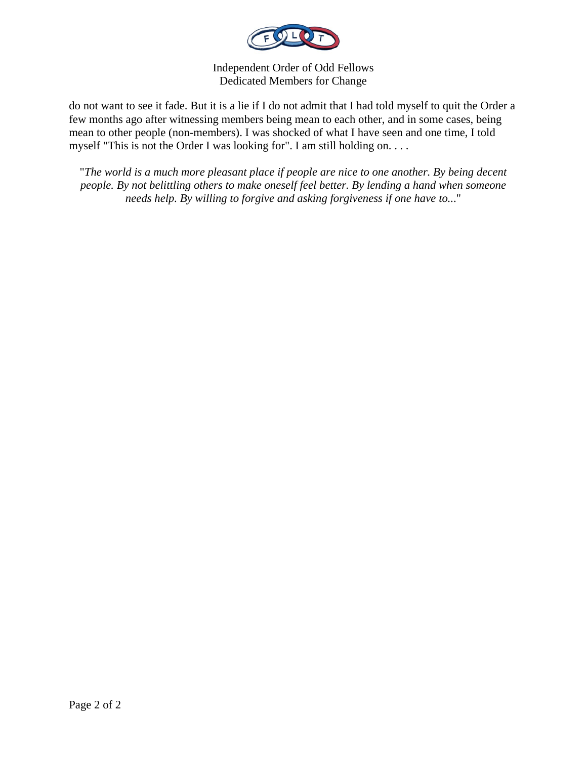do not want to see it fade. But it is a lie if I do not admit that I had told myself to quit the Order a few months ago after witnessing members being mean to each other, and in some cases, being mean to other people (non-members). I was shocked of what I have seen and one time, I told myself "This is not the Order I was looking for". I am still holding on. . . .

"*The world is a much more pleasant place if people are nice to one another. By being decent people. By not belittling others to make oneself feel better. By lending a hand when someone needs help. By willing to forgive and asking forgiveness if one have to...*"